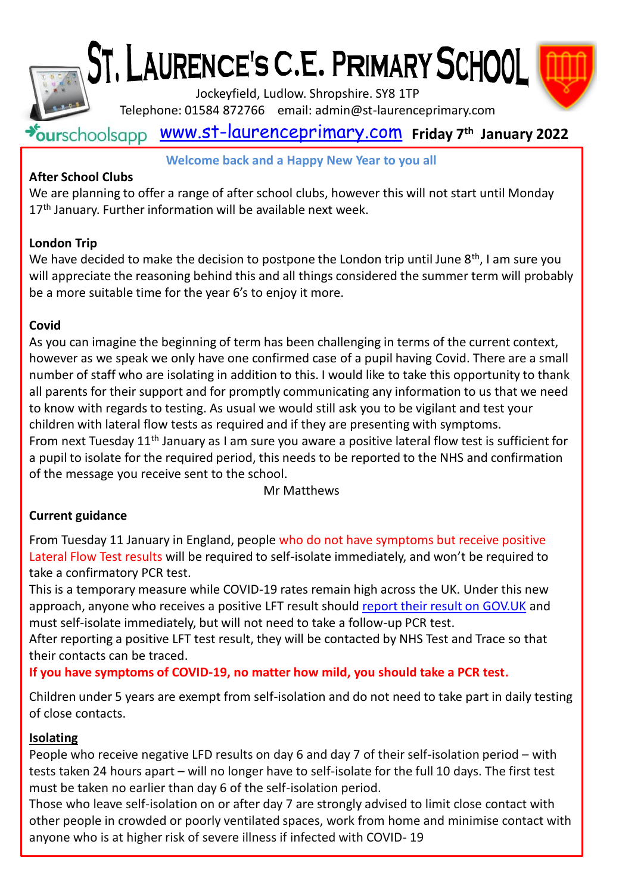# St. Laurence's C.E. Primary School

Jockeyfield, Ludlow. Shropshire. SY8 1TP

Telephone: 01584 872766 email: admin@st-laurenceprimary.com

ourschoolsapp www.st-laurenceprimary.com **Friday 7th January 2022**

**Welcome back and a Happy New Year to you all**

**After School Clubs**

We are planning to offer a range of after school clubs, however this will not start until Monday 17th January. Further information will be available next week.

**London Trip**

We have decided to make the decision to postpone the London trip until June 8th, I am sure you will appreciate the reasoning behind this and all things considered the summer term will probably be a more suitable time for the year 6's to enjoy it more.

**Covid**

As you can imagine the beginning of term has been challenging in terms of the current context, however as we speak we only have one confirmed case of a pupil having Covid. There are a small number of staff who are isolating in addition to this. I would like to take this opportunity to thank all parents for their support and for promptly communicating any information to us that we need to know with regards to testing. As usual we would still ask you to be vigilant and test your children with lateral flow tests as required and if they are presenting with symptoms.

From next Tuesday 11th January as I am sure you aware a positive lateral flow test is sufficient for a pupil to isolate for the required period, this needs to be reported to the NHS and confirmation of the message you receive sent to the school.

Mr Matthews

**Current guidance**

From Tuesday 11 January in England, people who do not have symptoms but receive positive Lateral Flow Test results will be required to self-isolate immediately, and won't be required to take a confirmatory PCR test.

This is a temporary measure while COVID-19 rates remain high across the UK. Under this new approach, anyone who receives a positive LFT result should report their result on GOV.UK and must self-isolate immediately, but will not need to take a follow-up PCR test.

After reporting a positive LFT test result, they will be contacted by NHS Test and Trace so that their contacts can be traced.

**If you have symptoms of COVID-19, no matter how mild, you should take a PCR test.**

Children under 5 years are exempt from self-isolation and do not need to take part in daily testing of close contacts.

**Isolating**

People who receive negative LFD results on day 6 and day 7 of their self-isolation period – with tests taken 24 hours apart – will no longer have to self-isolate for the full 10 days. The first test must be taken no earlier than day 6 of the self-isolation period.

Those who leave self-isolation on or after day 7 are strongly advised to limit close contact with other people in crowded or poorly ventilated spaces, work from home and minimise contact with anyone who is at higher risk of severe illness if infected with COVID- 19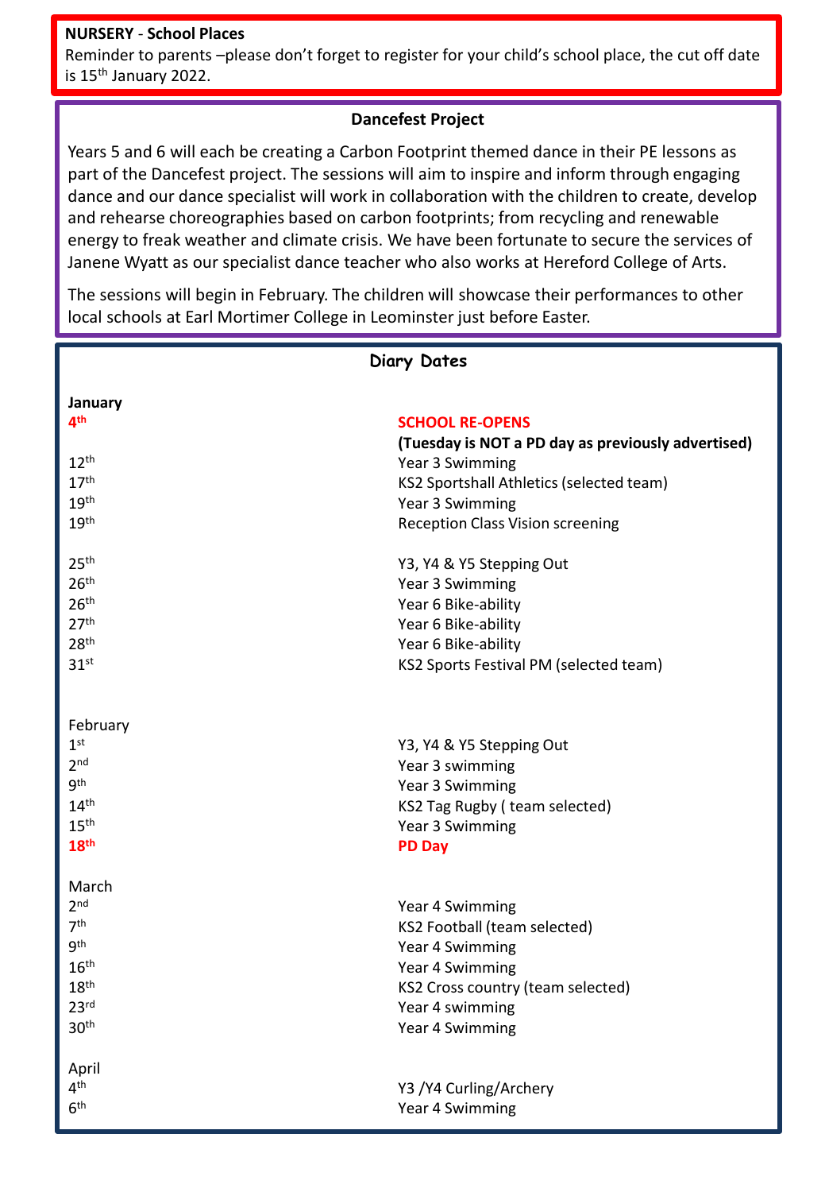**NURSERY - School Places**

Reminder to parents –please don't forget to register for your child's school place, the cut off date is 15th January 2022.

## Dancefest Project

Years 5 and 6 will each be creating a Carbon Footprint themed dance in their PE lessons as part of the Dancefest project. The sessions will aim to inspire and inform through engaging dance and our dance specialist will work in collaboration with the children to create, develop and rehearse choreographies based on carbon footprints; from recycling and renewable energy to freak weather and climate crisis. We have been fortunate to secure the services of Janene Wyatt as our specialist dance teacher who also works at Hereford College of Arts.

The sessions will begin in February. The children will showcase their performances to other local schools at Earl Mortimer College in Leominster just before Easter.

## Diary Dates

| | |
|---|---|
| **January** | |
| **4th** | **SCHOOL RE-OPENS** |
| | **(Tuesday is NOT a PD day as previously advertised)** |
| 12th | Year 3 Swimming |
| 17th | KS2 Sportshall Athletics (selected team) |
| 19th | Year 3 Swimming |
| 19th | Reception Class Vision screening |
| 25th | Y3, Y4 & Y5 Stepping Out |
| 26th | Year 3 Swimming |
| 26th | Year 6 Bike-ability |
| 27th | Year 6 Bike-ability |
| 28th | Year 6 Bike-ability |
| 31st | KS2 Sports Festival PM (selected team) |
| February | |
| 1st | Y3, Y4 & Y5 Stepping Out |
| 2nd | Year 3 swimming |
| 9th | Year 3 Swimming |
| 14th | KS2 Tag Rugby ( team selected) |
| 15th | Year 3 Swimming |
| **18th** | **PD Day** |
| March | |
| 2nd | Year 4 Swimming |
| 7th | KS2 Football (team selected) |
| 9th | Year 4 Swimming |
| 16th | Year 4 Swimming |
| 18th | KS2 Cross country (team selected) |
| 23rd | Year 4 swimming |
| 30th | Year 4 Swimming |
| April | |
| 4th | Y3 /Y4 Curling/Archery |
| 6th | Year 4 Swimming |